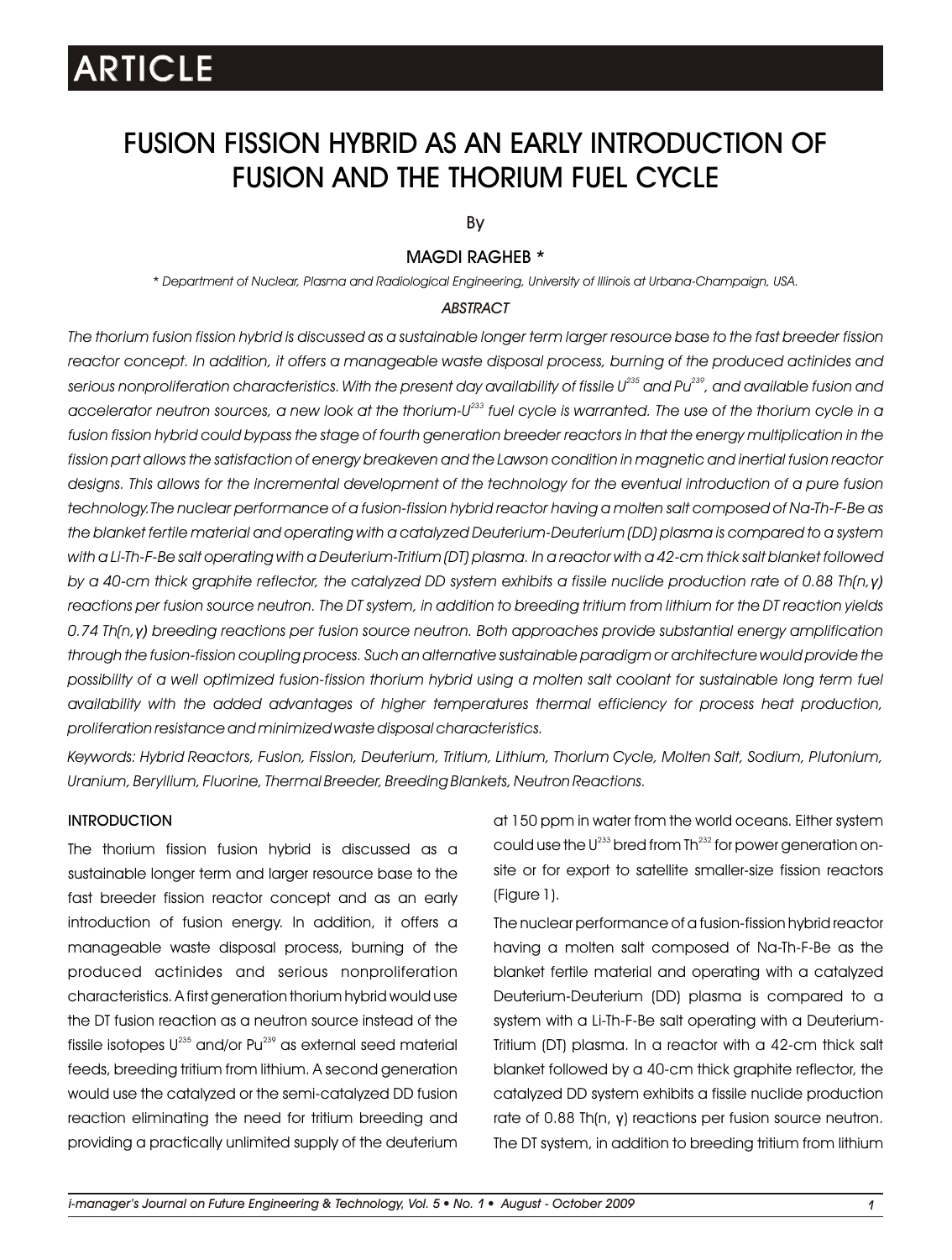ARTICLE

# FUSION FISSION HYBRID AS AN EARLY INTRODUCTION OF FUSION AND THE THORIUM FUEL CYCLE

By

MAGDI RAGHEB *

*\* Department of Nuclear, Plasma and Radiological Engineering, University of Illinois at Urbana-Champaign, USA.*

## *ABSTRACT*

*The thorium fusion fission hybrid is discussed as a sustainable longer term larger resource base to the fast breeder fission reactor concept. In addition, it offers a manageable waste disposal process, burning of the produced actinides and serious nonproliferation characteristics. With the present day availability of fissile $U^{235}$ and $Pu^{239}$, and available fusion and accelerator neutron sources, a new look at the thorium-$U^{233}$ fuel cycle is warranted. The use of the thorium cycle in a fusion fission hybrid could bypass the stage of fourth generation breeder reactors in that the energy multiplication in the fission part allows the satisfaction of energy breakeven and the Lawson condition in magnetic and inertial fusion reactor designs. This allows for the incremental development of the technology for the eventual introduction of a pure fusion technology. The nuclear performance of a fusion-fission hybrid reactor having a molten salt composed of Na-Th-F-Be as the blanket fertile material and operating with a catalyzed Deuterium-Deuterium (DD) plasma is compared to a system with a Li-Th-F-Be salt operating with a Deuterium-Tritium (DT) plasma. In a reactor with a 42-cm thick salt blanket followed by a 40-cm thick graphite reflector, the catalyzed DD system exhibits a fissile nuclide production rate of 0.88 Th(n,γ) reactions per fusion source neutron. The DT system, in addition to breeding tritium from lithium for the DT reaction yields 0.74 Th(n,γ) breeding reactions per fusion source neutron. Both approaches provide substantial energy amplification through the fusion-fission coupling process. Such an alternative sustainable paradigm or architecture would provide the possibility of a well optimized fusion-fission thorium hybrid using a molten salt coolant for sustainable long term fuel availability with the added advantages of higher temperatures thermal efficiency for process heat production, proliferation resistance and minimized waste disposal characteristics.*

*Keywords: Hybrid Reactors, Fusion, Fission, Deuterium, Tritium, Lithium, Thorium Cycle, Molten Salt, Sodium, Plutonium, Uranium, Beryllium, Fluorine, Thermal Breeder, Breeding Blankets, Neutron Reactions.*

## INTRODUCTION

The thorium fission fusion hybrid is discussed as a sustainable longer term and larger resource base to the fast breeder fission reactor concept and as an early introduction of fusion energy. In addition, it offers a manageable waste disposal process, burning of the produced actinides and serious nonproliferation characteristics. A first generation thorium hybrid would use the DT fusion reaction as a neutron source instead of the fissile isotopes $U^{235}$ and/or $Pu^{239}$ as external seed material feeds, breeding tritium from lithium. A second generation would use the catalyzed or the semi-catalyzed DD fusion reaction eliminating the need for tritium breeding and providing a practically unlimited supply of the deuterium at 150 ppm in water from the world oceans. Either system could use the $U^{233}$ bred from $Th^{232}$ for power generation on-site or for export to satellite smaller-size fission reactors (Figure 1).

The nuclear performance of a fusion-fission hybrid reactor having a molten salt composed of Na-Th-F-Be as the blanket fertile material and operating with a catalyzed Deuterium-Deuterium (DD) plasma is compared to a system with a Li-Th-F-Be salt operating with a Deuterium-Tritium (DT) plasma. In a reactor with a 42-cm thick salt blanket followed by a 40-cm thick graphite reflector, the catalyzed DD system exhibits a fissile nuclide production rate of 0.88 Th(n, γ) reactions per fusion source neutron. The DT system, in addition to breeding tritium from lithium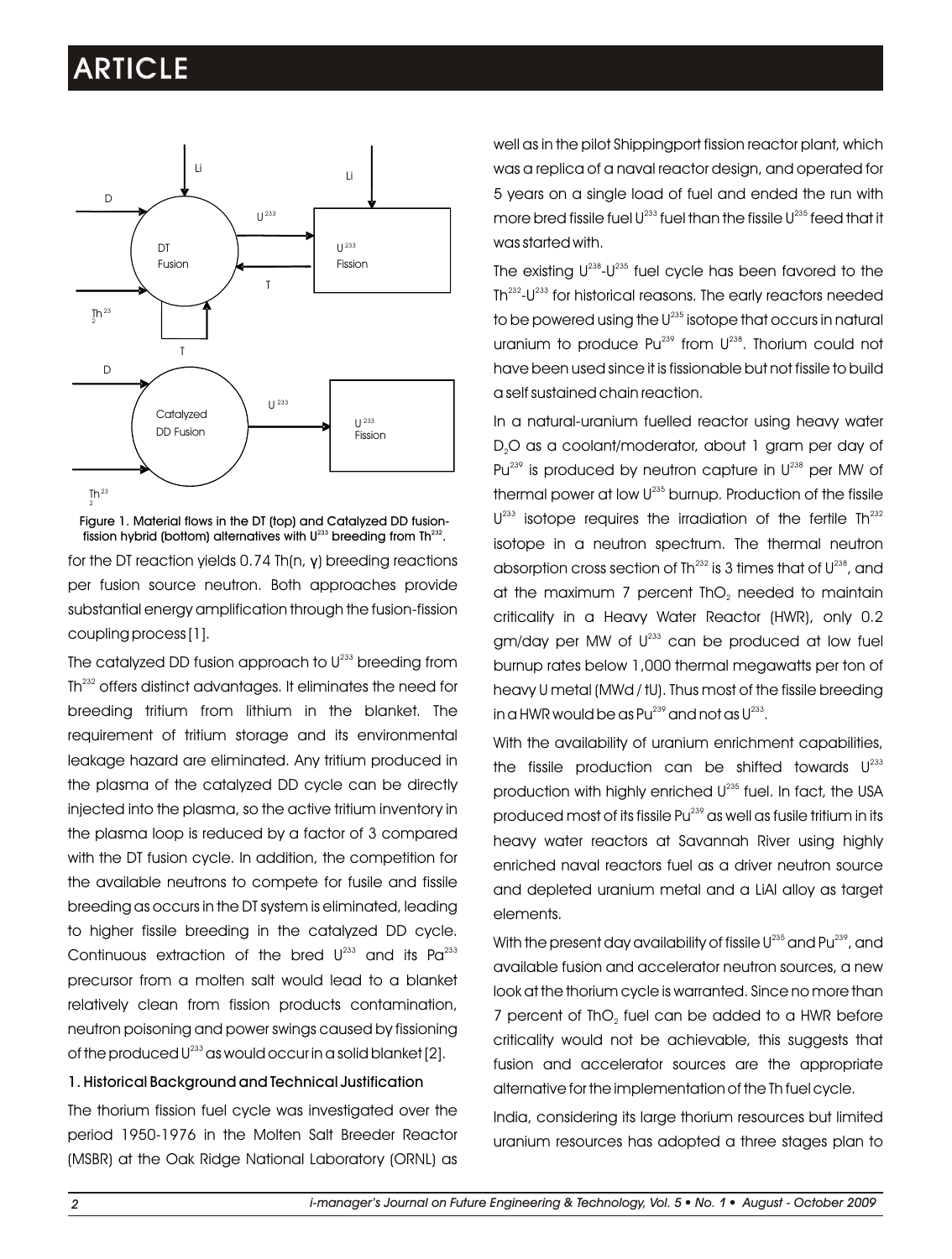Figure 1. Material flows in the DT (top) and Catalyzed DD fusion-fission hybrid (bottom) alternatives with $U^{233}$ breeding from $Th^{232}$.

for the DT reaction yields 0.74 Th(n, γ) breeding reactions per fusion source neutron. Both approaches provide substantial energy amplification through the fusion-fission coupling process [1].

The catalyzed DD fusion approach to $U^{233}$ breeding from $Th^{232}$ offers distinct advantages. It eliminates the need for breeding tritium from lithium in the blanket. The requirement of tritium storage and its environmental leakage hazard are eliminated. Any tritium produced in the plasma of the catalyzed DD cycle can be directly injected into the plasma, so the active tritium inventory in the plasma loop is reduced by a factor of 3 compared with the DT fusion cycle. In addition, the competition for the available neutrons to compete for fusile and fissile breeding as occurs in the DT system is eliminated, leading to higher fissile breeding in the catalyzed DD cycle. Continuous extraction of the bred $U^{233}$ and its $Pa^{233}$ precursor from a molten salt would lead to a blanket relatively clean from fission products contamination, neutron poisoning and power swings caused by fissioning of the produced $U^{233}$ as would occur in a solid blanket [2].

### 1. Historical Background and Technical Justification

The thorium fission fuel cycle was investigated over the period 1950-1976 in the Molten Salt Breeder Reactor (MSBR) at the Oak Ridge National Laboratory (ORNL) as well as in the pilot Shippingport fission reactor plant, which was a replica of a naval reactor design, and operated for 5 years on a single load of fuel and ended the run with more bred fissile fuel $U^{233}$ fuel than the fissile $U^{235}$ feed that it was started with.

The existing $U^{238}$-$U^{235}$ fuel cycle has been favored to the $Th^{232}$-$U^{233}$ for historical reasons. The early reactors needed to be powered using the $U^{235}$ isotope that occurs in natural uranium to produce $Pu^{239}$ from $U^{238}$. Thorium could not have been used since it is fissionable but not fissile to build a self sustained chain reaction.

In a natural-uranium fuelled reactor using heavy water $D_2O$ as a coolant/moderator, about 1 gram per day of $Pu^{239}$ is produced by neutron capture in $U^{238}$ per MW of thermal power at low $U^{235}$ burnup. Production of the fissile $U^{233}$ isotope requires the irradiation of the fertile $Th^{232}$ isotope in a neutron spectrum. The thermal neutron absorption cross section of $Th^{232}$ is 3 times that of $U^{238}$, and at the maximum 7 percent $ThO_2$ needed to maintain criticality in a Heavy Water Reactor (HWR), only 0.2 gm/day per MW of $U^{233}$ can be produced at low fuel burnup rates below 1,000 thermal megawatts per ton of heavy U metal (MWd / tU). Thus most of the fissile breeding in a HWR would be as $Pu^{239}$ and not as $U^{233}$.

With the availability of uranium enrichment capabilities, the fissile production can be shifted towards $U^{233}$ production with highly enriched $U^{235}$ fuel. In fact, the USA produced most of its fissile $Pu^{239}$ as well as fusile tritium in its heavy water reactors at Savannah River using highly enriched naval reactors fuel as a driver neutron source and depleted uranium metal and a LiAl alloy as target elements.

With the present day availability of fissile $U^{235}$ and $Pu^{239}$, and available fusion and accelerator neutron sources, a new look at the thorium cycle is warranted. Since no more than 7 percent of $ThO_2$ fuel can be added to a HWR before criticality would not be achievable, this suggests that fusion and accelerator sources are the appropriate alternative for the implementation of the Th fuel cycle.

India, considering its large thorium resources but limited uranium resources has adopted a three stages plan to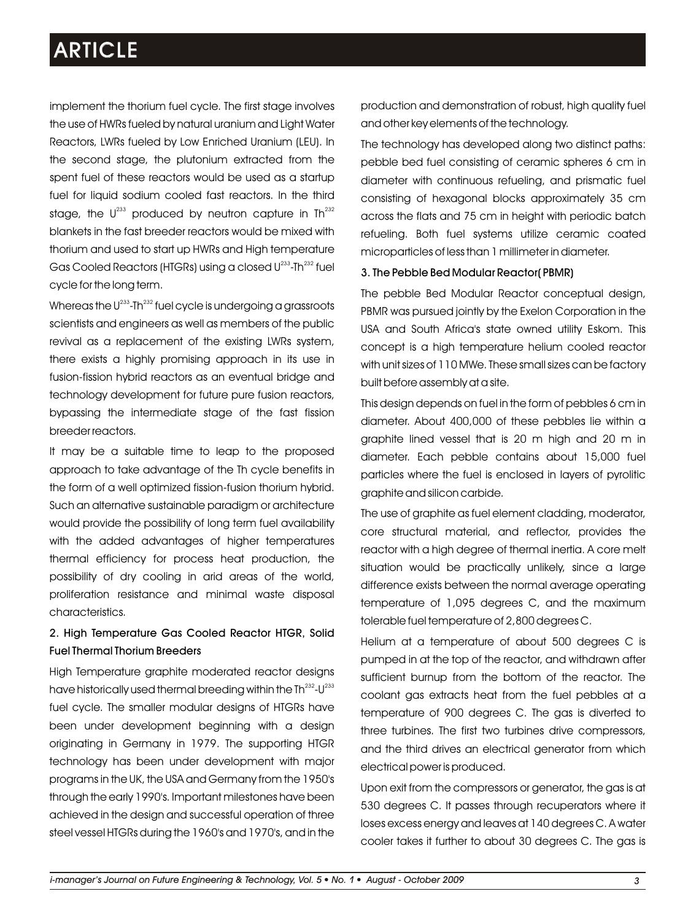implement the thorium fuel cycle. The first stage involves the use of HWRs fueled by natural uranium and Light Water Reactors, LWRs fueled by Low Enriched Uranium (LEU). In the second stage, the plutonium extracted from the spent fuel of these reactors would be used as a startup fuel for liquid sodium cooled fast reactors. In the third stage, the $U^{233}$ produced by neutron capture in $Th^{232}$ blankets in the fast breeder reactors would be mixed with thorium and used to start up HWRs and High temperature Gas Cooled Reactors (HTGRs) using a closed $U^{233}$-$Th^{232}$ fuel cycle for the long term.

Whereas the $U^{233}$-$Th^{232}$ fuel cycle is undergoing a grassroots scientists and engineers as well as members of the public revival as a replacement of the existing LWRs system, there exists a highly promising approach in its use in fusion-fission hybrid reactors as an eventual bridge and technology development for future pure fusion reactors, bypassing the intermediate stage of the fast fission breeder reactors.

It may be a suitable time to leap to the proposed approach to take advantage of the Th cycle benefits in the form of a well optimized fission-fusion thorium hybrid. Such an alternative sustainable paradigm or architecture would provide the possibility of long term fuel availability with the added advantages of higher temperatures thermal efficiency for process heat production, the possibility of dry cooling in arid areas of the world, proliferation resistance and minimal waste disposal characteristics.

## 2. High Temperature Gas Cooled Reactor HTGR, Solid Fuel Thermal Thorium Breeders

High Temperature graphite moderated reactor designs have historically used thermal breeding within the $Th^{232}$-$U^{233}$ fuel cycle. The smaller modular designs of HTGRs have been under development beginning with a design originating in Germany in 1979. The supporting HTGR technology has been under development with major programs in the UK, the USA and Germany from the 1950's through the early 1990's. Important milestones have been achieved in the design and successful operation of three steel vessel HTGRs during the 1960's and 1970's, and in the production and demonstration of robust, high quality fuel and other key elements of the technology.

The technology has developed along two distinct paths: pebble bed fuel consisting of ceramic spheres 6 cm in diameter with continuous refueling, and prismatic fuel consisting of hexagonal blocks approximately 35 cm across the flats and 75 cm in height with periodic batch refueling. Both fuel systems utilize ceramic coated microparticles of less than 1 millimeter in diameter.

## 3. The Pebble Bed Modular Reactor( PBMR)

The pebble Bed Modular Reactor conceptual design, PBMR was pursued jointly by the Exelon Corporation in the USA and South Africa's state owned utility Eskom. This concept is a high temperature helium cooled reactor with unit sizes of 110 MWe. These small sizes can be factory built before assembly at a site.

This design depends on fuel in the form of pebbles 6 cm in diameter. About 400,000 of these pebbles lie within a graphite lined vessel that is 20 m high and 20 m in diameter. Each pebble contains about 15,000 fuel particles where the fuel is enclosed in layers of pyrolitic graphite and silicon carbide.

The use of graphite as fuel element cladding, moderator, core structural material, and reflector, provides the reactor with a high degree of thermal inertia. A core melt situation would be practically unlikely, since a large difference exists between the normal average operating temperature of 1,095 degrees C, and the maximum tolerable fuel temperature of 2,800 degrees C.

Helium at a temperature of about 500 degrees C is pumped in at the top of the reactor, and withdrawn after sufficient burnup from the bottom of the reactor. The coolant gas extracts heat from the fuel pebbles at a temperature of 900 degrees C. The gas is diverted to three turbines. The first two turbines drive compressors, and the third drives an electrical generator from which electrical power is produced.

Upon exit from the compressors or generator, the gas is at 530 degrees C. It passes through recuperators where it loses excess energy and leaves at 140 degrees C. A water cooler takes it further to about 30 degrees C. The gas is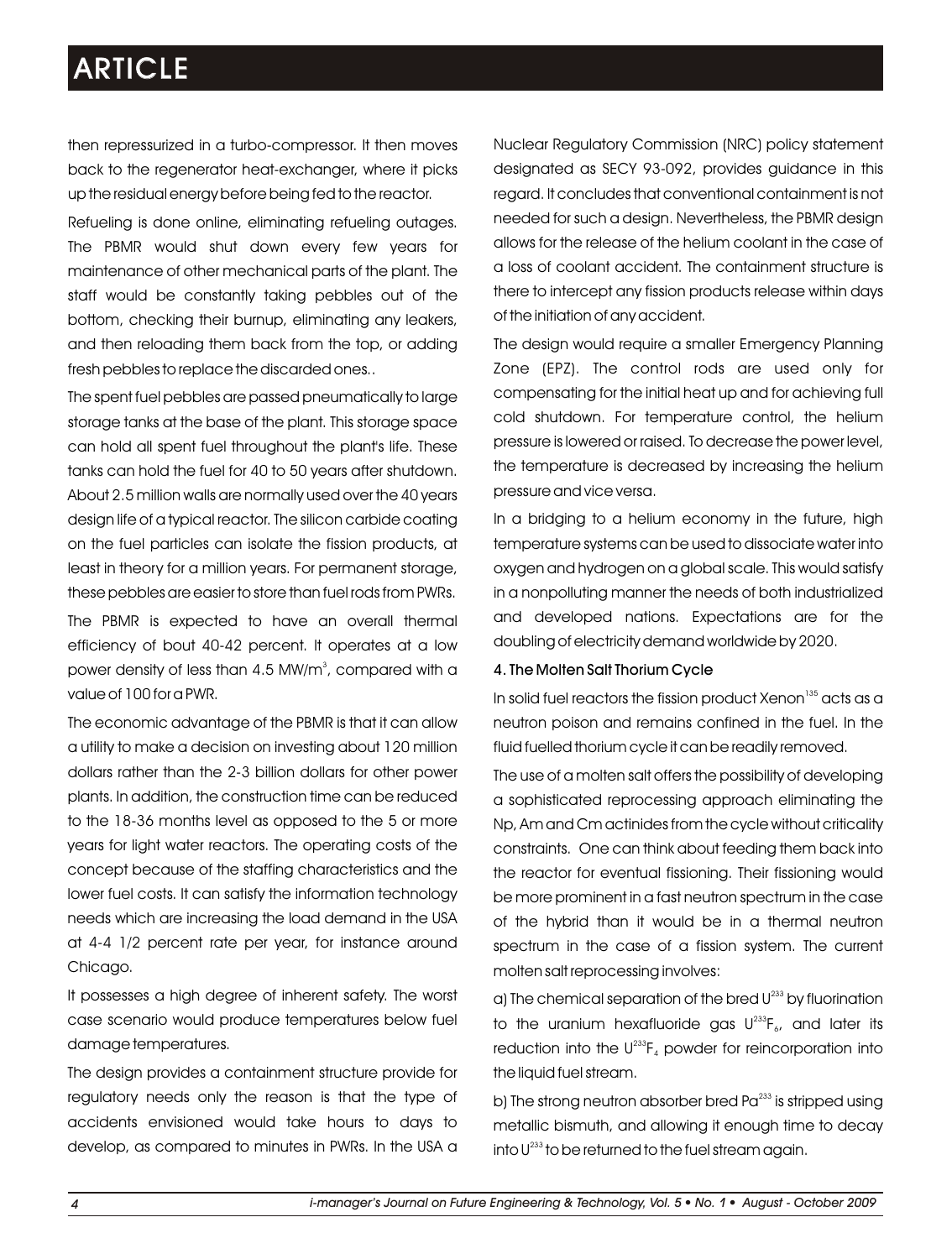then repressurized in a turbo-compressor. It then moves back to the regenerator heat-exchanger, where it picks up the residual energy before being fed to the reactor.

Refueling is done online, eliminating refueling outages. The PBMR would shut down every few years for maintenance of other mechanical parts of the plant. The staff would be constantly taking pebbles out of the bottom, checking their burnup, eliminating any leakers, and then reloading them back from the top, or adding fresh pebbles to replace the discarded ones..

The spent fuel pebbles are passed pneumatically to large storage tanks at the base of the plant. This storage space can hold all spent fuel throughout the plant's life. These tanks can hold the fuel for 40 to 50 years after shutdown. About 2.5 million walls are normally used over the 40 years design life of a typical reactor. The silicon carbide coating on the fuel particles can isolate the fission products, at least in theory for a million years. For permanent storage, these pebbles are easier to store than fuel rods from PWRs.

The PBMR is expected to have an overall thermal efficiency of bout 40-42 percent. It operates at a low power density of less than 4.5 MW/m$^3$, compared with a value of 100 for a PWR.

The economic advantage of the PBMR is that it can allow a utility to make a decision on investing about 120 million dollars rather than the 2-3 billion dollars for other power plants. In addition, the construction time can be reduced to the 18-36 months level as opposed to the 5 or more years for light water reactors. The operating costs of the concept because of the staffing characteristics and the lower fuel costs. It can satisfy the information technology needs which are increasing the load demand in the USA at 4-4 1/2 percent rate per year, for instance around Chicago.

It possesses a high degree of inherent safety. The worst case scenario would produce temperatures below fuel damage temperatures.

The design provides a containment structure provide for regulatory needs only the reason is that the type of accidents envisioned would take hours to days to develop, as compared to minutes in PWRs. In the USA a Nuclear Regulatory Commission (NRC) policy statement designated as SECY 93-092, provides guidance in this regard. It concludes that conventional containment is not needed for such a design. Nevertheless, the PBMR design allows for the release of the helium coolant in the case of a loss of coolant accident. The containment structure is there to intercept any fission products release within days of the initiation of any accident.

The design would require a smaller Emergency Planning Zone (EPZ). The control rods are used only for compensating for the initial heat up and for achieving full cold shutdown. For temperature control, the helium pressure is lowered or raised. To decrease the power level, the temperature is decreased by increasing the helium pressure and vice versa.

In a bridging to a helium economy in the future, high temperature systems can be used to dissociate water into oxygen and hydrogen on a global scale. This would satisfy in a nonpolluting manner the needs of both industrialized and developed nations. Expectations are for the doubling of electricity demand worldwide by 2020.

#### 4. The Molten Salt Thorium Cycle

In solid fuel reactors the fission product Xenon$^{135}$ acts as a neutron poison and remains confined in the fuel. In the fluid fuelled thorium cycle it can be readily removed.

The use of a molten salt offers the possibility of developing a sophisticated reprocessing approach eliminating the Np, Am and Cm actinides from the cycle without criticality constraints. One can think about feeding them back into the reactor for eventual fissioning. Their fissioning would be more prominent in a fast neutron spectrum in the case of the hybrid than it would be in a thermal neutron spectrum in the case of a fission system. The current molten salt reprocessing involves:

a) The chemical separation of the bred $U^{233}$ by fluorination to the uranium hexafluoride gas $U^{233}F_6$, and later its reduction into the $U^{233}F_4$ powder for reincorporation into the liquid fuel stream.

b) The strong neutron absorber bred $Pa^{233}$ is stripped using metallic bismuth, and allowing it enough time to decay into $U^{233}$ to be returned to the fuel stream again.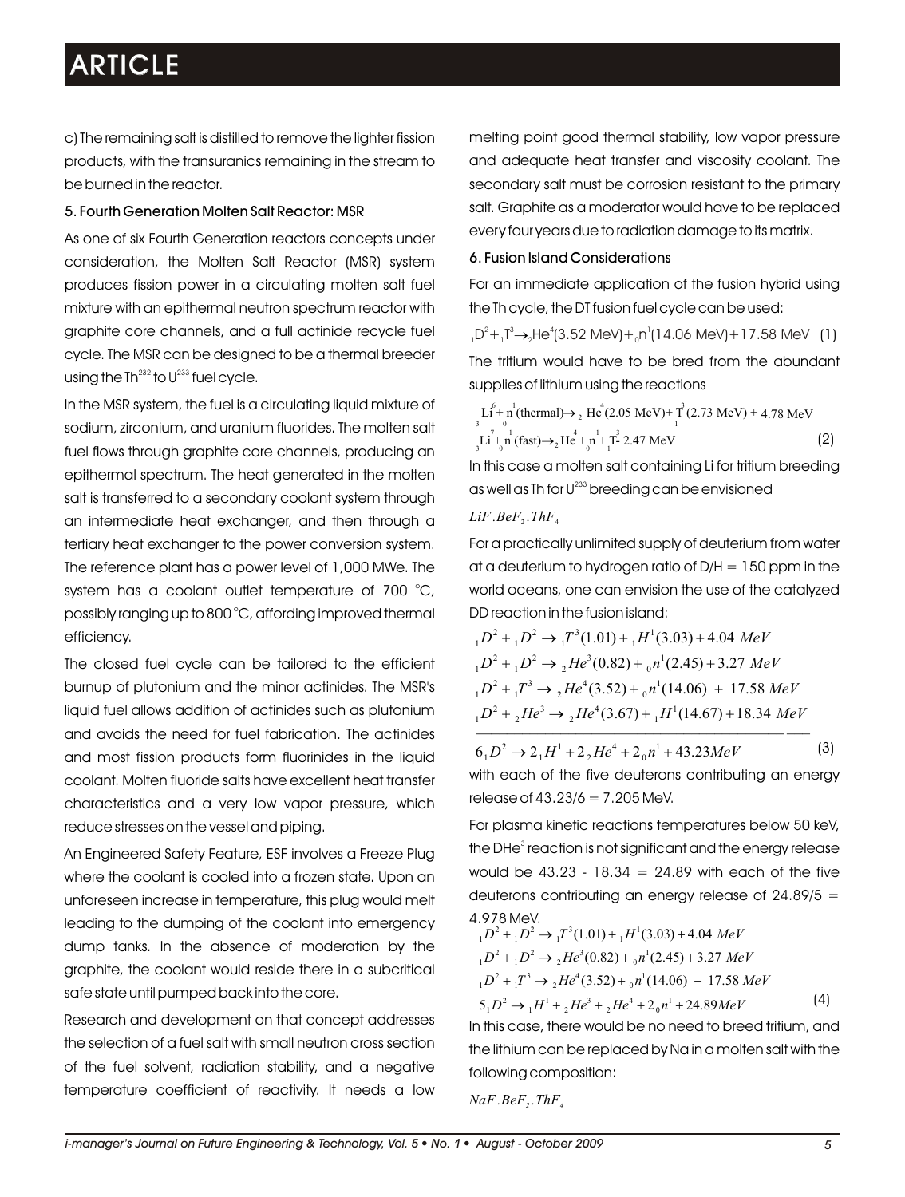c) The remaining salt is distilled to remove the lighter fission products, with the transuranics remaining in the stream to be burned in the reactor.

### 5. Fourth Generation Molten Salt Reactor: MSR

As one of six Fourth Generation reactors concepts under consideration, the Molten Salt Reactor (MSR) system produces fission power in a circulating molten salt fuel mixture with an epithermal neutron spectrum reactor with graphite core channels, and a full actinide recycle fuel cycle. The MSR can be designed to be a thermal breeder using the $Th^{232}$ to $U^{233}$ fuel cycle.

In the MSR system, the fuel is a circulating liquid mixture of sodium, zirconium, and uranium fluorides. The molten salt fuel flows through graphite core channels, producing an epithermal spectrum. The heat generated in the molten salt is transferred to a secondary coolant system through an intermediate heat exchanger, and then through a tertiary heat exchanger to the power conversion system. The reference plant has a power level of 1,000 MWe. The system has a coolant outlet temperature of 700 °C, possibly ranging up to 800 °C, affording improved thermal efficiency.

The closed fuel cycle can be tailored to the efficient burnup of plutonium and the minor actinides. The MSR's liquid fuel allows addition of actinides such as plutonium and avoids the need for fuel fabrication. The actinides and most fission products form fluorinides in the liquid coolant. Molten fluoride salts have excellent heat transfer characteristics and a very low vapor pressure, which reduce stresses on the vessel and piping.

An Engineered Safety Feature, ESF involves a Freeze Plug where the coolant is cooled into a frozen state. Upon an unforeseen increase in temperature, this plug would melt leading to the dumping of the coolant into emergency dump tanks. In the absence of moderation by the graphite, the coolant would reside there in a subcritical safe state until pumped back into the core.

Research and development on that concept addresses the selection of a fuel salt with small neutron cross section of the fuel solvent, radiation stability, and a negative temperature coefficient of reactivity. It needs a low melting point good thermal stability, low vapor pressure and adequate heat transfer and viscosity coolant. The secondary salt must be corrosion resistant to the primary salt. Graphite as a moderator would have to be replaced every four years due to radiation damage to its matrix.

### 6. Fusion Island Considerations

For an immediate application of the fusion hybrid using the Th cycle, the DT fusion fuel cycle can be used:

$$_1D^2 + {_1T^3} \rightarrow {_2He^4}(3.52 \text{ MeV}) + {_0n^1}(14.06 \text{ MeV}) + 17.58 \text{ MeV} \quad (1)$$

The tritium would have to be bred from the abundant supplies of lithium using the reactions

$$\begin{aligned} &_3Li^6 + {_0n^1}(\text{thermal}) \rightarrow {_2He^4}(2.05 \text{ MeV}) + {_1T^3}(2.73 \text{ MeV}) + 4.78 \text{ MeV} \\ &_3Li^7 + {_0n^1}(\text{fast}) \rightarrow {_2He^4} + {_0n^1} + {_1T^3} - 2.47 \text{ MeV} \end{aligned} \quad (2)$$

In this case a molten salt containing Li for tritium breeding as well as Th for $U^{233}$ breeding can be envisioned

$LiF.BeF_2.ThF_4$

For a practically unlimited supply of deuterium from water at a deuterium to hydrogen ratio of D/H = 150 ppm in the world oceans, one can envision the use of the catalyzed DD reaction in the fusion island:

$$\begin{aligned} &_1D^2 + {_1D^2} \rightarrow {_1T^3}(1.01) + {_1H^1}(3.03) + 4.04 \ MeV \\ &_1D^2 + {_1D^2} \rightarrow {_2He^3}(0.82) + {_0n^1}(2.45) + 3.27 \ MeV \\ &_1D^2 + {_1T^3} \rightarrow {_2He^4}(3.52) + {_0n^1}(14.06) + 17.58 \ MeV \\ &_1D^2 + {_2He^3} \rightarrow {_2He^4}(3.67) + {_1H^1}(14.67) + 18.34 \ MeV \\ \hline &6\,{_1D^2} \rightarrow 2\,{_1H^1} + 2\,{_2He^4} + 2\,{_0n^1} + 43.23 MeV \end{aligned} \quad (3)$$

with each of the five deuterons contributing an energy release of 43.23/6 = 7.205 MeV.

For plasma kinetic reactions temperatures below 50 keV, the $DHe^3$ reaction is not significant and the energy release would be 43.23 - 18.34 = 24.89 with each of the five deuterons contributing an energy release of 24.89/5 = 4.978 MeV.

$$\begin{aligned} &_1D^2 + {_1D^2} \rightarrow {_1T^3}(1.01) + {_1H^1}(3.03) + 4.04 \ MeV \\ &_1D^2 + {_1D^2} \rightarrow {_2He^3}(0.82) + {_0n^1}(2.45) + 3.27 \ MeV \\ &_1D^2 + {_1T^3} \rightarrow {_2He^4}(3.52) + {_0n^1}(14.06) + 17.58 \ MeV \\ \hline &5\,{_1D^2} \rightarrow {_1H^1} + {_2He^3} + {_2He^4} + 2\,{_0n^1} + 24.89 MeV \end{aligned} \quad (4)$$

In this case, there would be no need to breed tritium, and the lithium can be replaced by Na in a molten salt with the following composition:

$NaF.BeF_2.ThF_4$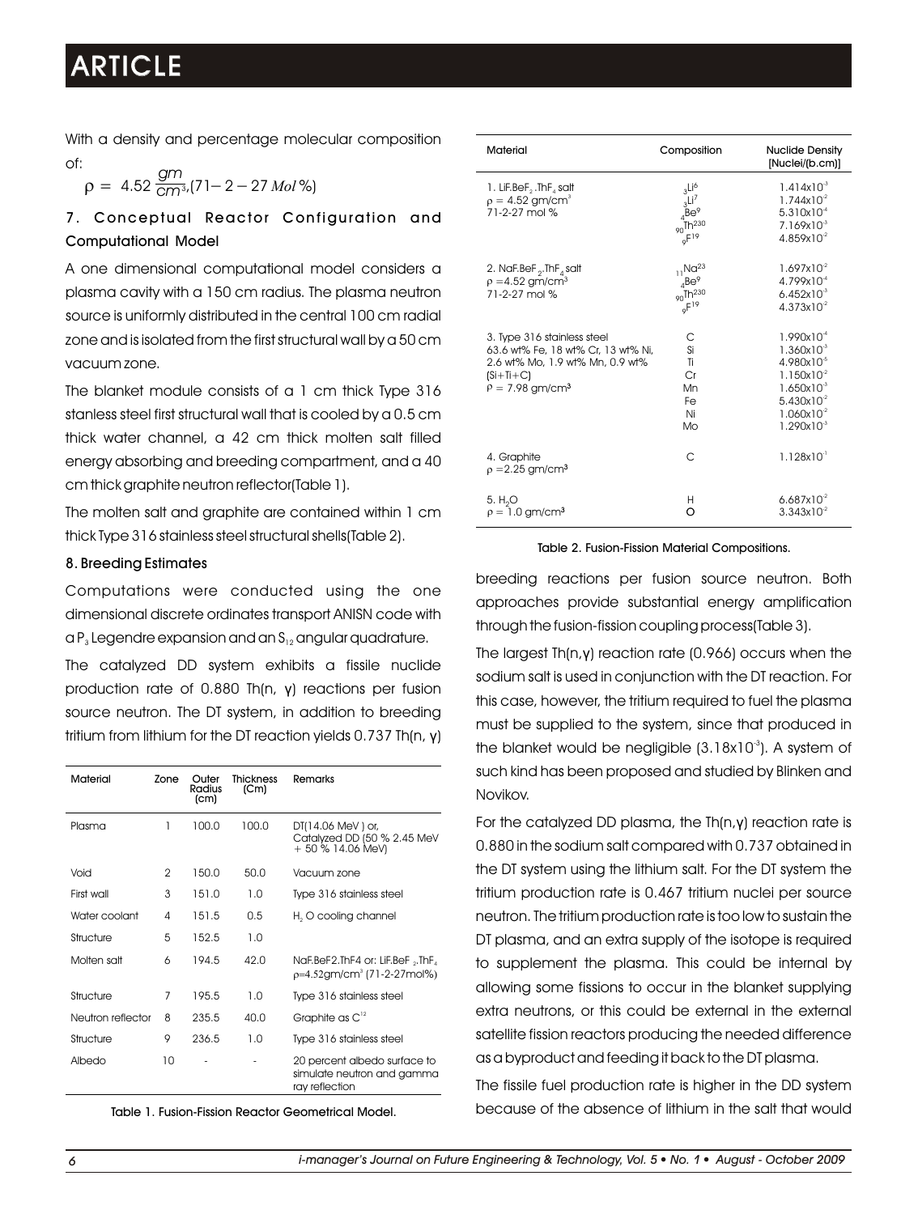With a density and percentage molecular composition of:

$$\rho = 4.52 \frac{gm}{cm^3}, (71-2-27\ Mol\ \%)$$

## 7. Conceptual Reactor Configuration and Computational Model

A one dimensional computational model considers a plasma cavity with a 150 cm radius. The plasma neutron source is uniformly distributed in the central 100 cm radial zone and is isolated from the first structural wall by a 50 cm vacuum zone.

The blanket module consists of a 1 cm thick Type 316 stanless steel first structural wall that is cooled by a 0.5 cm thick water channel, a 42 cm thick molten salt filled energy absorbing and breeding compartment, and a 40 cm thick graphite neutron reflector(Table 1).

The molten salt and graphite are contained within 1 cm thick Type 316 stainless steel structural shells(Table 2).

## 8. Breeding Estimates

Computations were conducted using the one dimensional discrete ordinates transport ANISN code with a $P_3$ Legendre expansion and an $S_{12}$ angular quadrature.

The catalyzed DD system exhibits a fissile nuclide production rate of 0.880 Th(n, γ) reactions per fusion source neutron. The DT system, in addition to breeding tritium from lithium for the DT reaction yields 0.737 Th(n, γ) breeding reactions per fusion source neutron. Both approaches provide substantial energy amplification through the fusion-fission coupling process(Table 3).

| Material | Zone | Outer Radius (cm) | Thickness (Cm) | Remarks |
|---|---|---|---|---|
| Plasma | 1 | 100.0 | 100.0 | DT(14.06 MeV ) or, Catalyzed DD (50 % 2.45 MeV + 50 % 14.06 MeV) |
| Void | 2 | 150.0 | 50.0 | Vacuum zone |
| First wall | 3 | 151.0 | 1.0 | Type 316 stainless steel |
| Water coolant | 4 | 151.5 | 0.5 | $H_2O$ cooling channel |
| Structure | 5 | 152.5 | 1.0 | |
| Molten salt | 6 | 194.5 | 42.0 | NaF.BeF2.ThF4 or: LiF.BeF $_2$.ThF$_4$ ρ=4.52gm/cm$^3$ (71-2-27mol%) |
| Structure | 7 | 195.5 | 1.0 | Type 316 stainless steel |
| Neutron reflector | 8 | 235.5 | 40.0 | Graphite as $C^{12}$ |
| Structure | 9 | 236.5 | 1.0 | Type 316 stainless steel |
| Albedo | 10 | - | - | 20 percent albedo surface to simulate neutron and gamma ray reflection |

Table 1. Fusion-Fission Reactor Geometrical Model.

| Material | Composition | Nuclide Density [Nuclei/(b.cm)] |
|---|---|---|
| 1. LiF.BeF$_2$.ThF$_4$ salt ρ = 4.52 gm/cm$^3$ 71-2-27 mol % | ${}_3Li^6$ | $1.414\times10^{-3}$ |
| | ${}_3Li^7$ | $1.744\times10^{-2}$ |
| | ${}_4Be^9$ | $5.310\times10^{-4}$ |
| | ${}_{90}Th^{230}$ | $7.169\times10^{-3}$ |
| | ${}_9F^{19}$ | $4.859\times10^{-2}$ |
| 2. NaF.BeF$_2$.ThF$_4$ salt ρ =4.52 gm/cm$^3$ 71-2-27 mol % | ${}_{11}Na^{23}$ | $1.697\times10^{-2}$ |
| | ${}_4Be^9$ | $4.799\times10^{-4}$ |
| | ${}_{90}Th^{230}$ | $6.452\times10^{-3}$ |
| | ${}_9F^{19}$ | $4.373\times10^{-2}$ |
| 3. Type 316 stainless steel 63.6 wt% Fe, 18 wt% Cr, 13 wt% Ni, 2.6 wt% Mo, 1.9 wt% Mn, 0.9 wt% (Si+Ti+C) ρ = 7.98 gm/cm$^3$ | C | $1.990\times10^{-4}$ |
| | Si | $1.360\times10^{-3}$ |
| | Ti | $4.980\times10^{-5}$ |
| | Cr | $1.150\times10^{-2}$ |
| | Mn | $1.650\times10^{-3}$ |
| | Fe | $5.430\times10^{-2}$ |
| | Ni | $1.060\times10^{-2}$ |
| | Mo | $1.290\times10^{-3}$ |
| 4. Graphite ρ =2.25 gm/cm$^3$ | C | $1.128\times10^{-1}$ |
| 5. $H_2O$ ρ = 1.0 gm/cm$^3$ | H | $6.687\times10^{-2}$ |
| | O | $3.343\times10^{-2}$ |

Table 2. Fusion-Fission Material Compositions.

The largest Th(n,γ) reaction rate (0.966) occurs when the sodium salt is used in conjunction with the DT reaction. For this case, however, the tritium required to fuel the plasma must be supplied to the system, since that produced in the blanket would be negligible ($3.18\times10^{-3}$). A system of such kind has been proposed and studied by Blinken and Novikov.

For the catalyzed DD plasma, the Th(n,γ) reaction rate is 0.880 in the sodium salt compared with 0.737 obtained in the DT system using the lithium salt. For the DT system the tritium production rate is 0.467 tritium nuclei per source neutron. The tritium production rate is too low to sustain the DT plasma, and an extra supply of the isotope is required to supplement the plasma. This could be internal by allowing some fissions to occur in the blanket supplying extra neutrons, or this could be external in the external satellite fission reactors producing the needed difference as a byproduct and feeding it back to the DT plasma.

The fissile fuel production rate is higher in the DD system because of the absence of lithium in the salt that would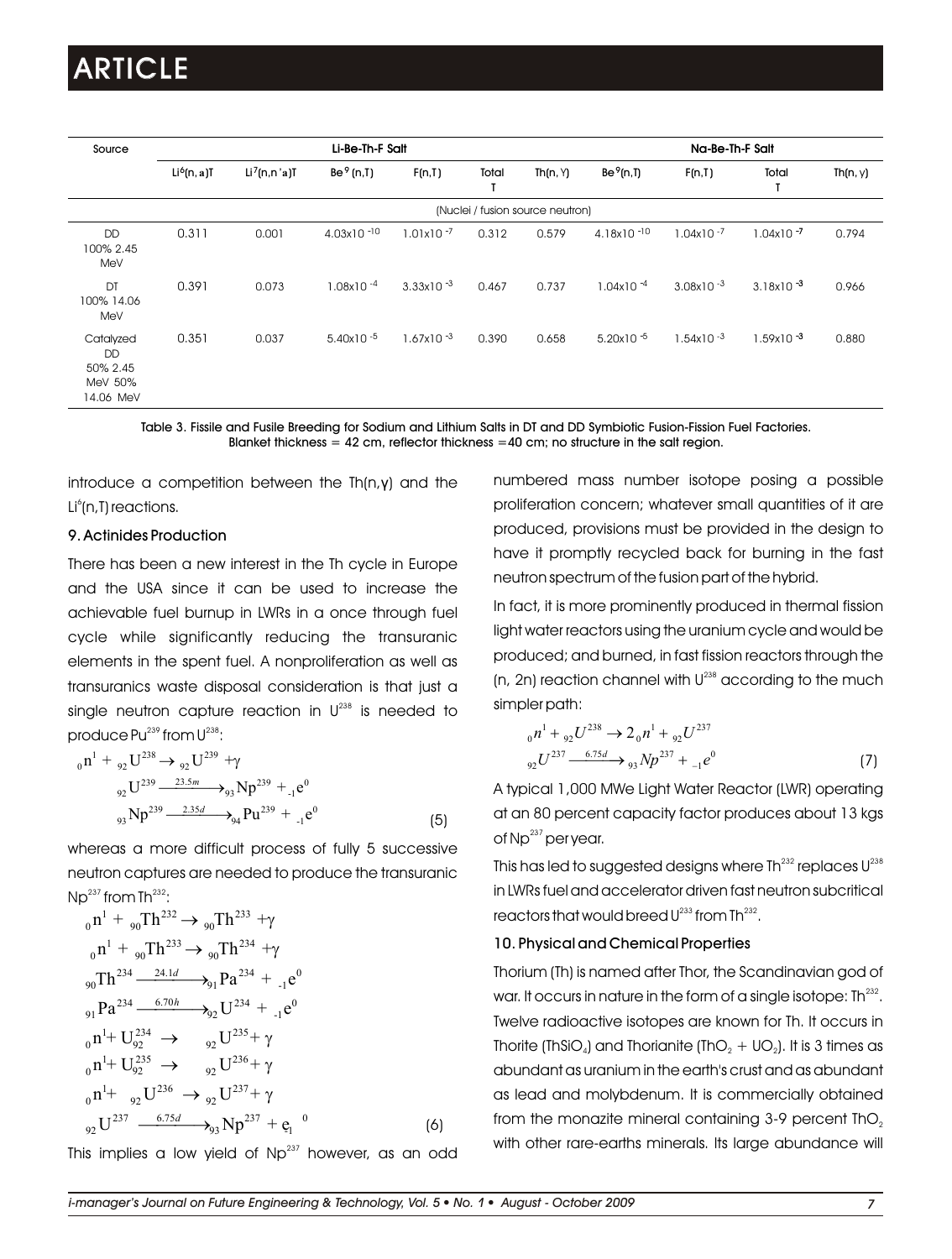| Source | Li-Be-Th-F Salt | | | | | | Na-Be-Th-F Salt | | | |
|---|---|---|---|---|---|---|---|---|---|---|
| | $Li^6(n,\alpha)T$ | $Li^7(n,n'\alpha)T$ | $Be^9(n,T)$ | F(n,T) | Total T | Th(n, γ) | $Be^9(n,T)$ | F(n,T) | Total T | Th(n, γ) |
| | (Nuclei / fusion source neutron) | | | | | | | | | |
| DD 100% 2.45 MeV | 0.311 | 0.001 | $4.03\times10^{-10}$ | $1.01\times10^{-7}$ | 0.312 | 0.579 | $4.18\times10^{-10}$ | $1.04\times10^{-7}$ | $1.04\times10^{-7}$ | 0.794 |
| DT 100% 14.06 MeV | 0.391 | 0.073 | $1.08\times10^{-4}$ | $3.33\times10^{-3}$ | 0.467 | 0.737 | $1.04\times10^{-4}$ | $3.08\times10^{-3}$ | $3.18\times10^{-3}$ | 0.966 |
| Catalyzed DD 50% 2.45 MeV 50% 14.06 MeV | 0.351 | 0.037 | $5.40\times10^{-5}$ | $1.67\times10^{-3}$ | 0.390 | 0.658 | $5.20\times10^{-5}$ | $1.54\times10^{-3}$ | $1.59\times10^{-3}$ | 0.880 |

Table 3. Fissile and Fusile Breeding for Sodium and Lithium Salts in DT and DD Symbiotic Fusion-Fission Fuel Factories. Blanket thickness = 42 cm, reflector thickness =40 cm; no structure in the salt region.

introduce a competition between the Th(n,γ) and the $Li^6$(n,T) reactions.

### 9. Actinides Production

There has been a new interest in the Th cycle in Europe and the USA since it can be used to increase the achievable fuel burnup in LWRs in a once through fuel cycle while significantly reducing the transuranic elements in the spent fuel. A nonproliferation as well as transuranics waste disposal consideration is that just a single neutron capture reaction in $U^{238}$ is needed to produce $Pu^{239}$ from $U^{238}$:

$$
\begin{aligned}
{}_0n^1 + {}_{92}U^{238} &\rightarrow {}_{92}U^{239} + \gamma \\
{}_{92}U^{239} &\xrightarrow{23.5m} {}_{93}Np^{239} + {}_{-1}e^0 \\
{}_{93}Np^{239} &\xrightarrow{2.35d} {}_{94}Pu^{239} + {}_{-1}e^0
\end{aligned}
\tag{5}
$$

whereas a more difficult process of fully 5 successive neutron captures are needed to produce the transuranic $Np^{237}$ from $Th^{232}$:

$$
\begin{aligned}
{}_0n^1 + {}_{90}Th^{232} &\rightarrow {}_{90}Th^{233} + \gamma \\
{}_0n^1 + {}_{90}Th^{233} &\rightarrow {}_{90}Th^{234} + \gamma \\
{}_{90}Th^{234} &\xrightarrow{24.1d} {}_{91}Pa^{234} + {}_{-1}e^0 \\
{}_{91}Pa^{234} &\xrightarrow{6.70h} {}_{92}U^{234} + {}_{-1}e^0 \\
{}_0n^1 + U_{92}^{234} &\rightarrow {}_{92}U^{235} + \gamma \\
{}_0n^1 + U_{92}^{235} &\rightarrow {}_{92}U^{236} + \gamma \\
{}_0n^1 + {}_{92}U^{236} &\rightarrow {}_{92}U^{237} + \gamma \\
{}_{92}U^{237} &\xrightarrow{6.75d} {}_{93}Np^{237} + e_1^{\ 0}
\end{aligned}
\tag{6}
$$

This implies a low yield of $Np^{237}$ however, as an odd numbered mass number isotope posing a possible proliferation concern; whatever small quantities of it are produced, provisions must be provided in the design to have it promptly recycled back for burning in the fast neutron spectrum of the fusion part of the hybrid.

In fact, it is more prominently produced in thermal fission light water reactors using the uranium cycle and would be produced; and burned, in fast fission reactors through the (n, 2n) reaction channel with $U^{238}$ according to the much simpler path:

$$
\begin{aligned}
{}_0n^1 + {}_{92}U^{238} &\rightarrow 2\,{}_0n^1 + {}_{92}U^{237} \\
{}_{92}U^{237} &\xrightarrow{6.75d} {}_{93}Np^{237} + {}_{-1}e^0
\end{aligned}
\tag{7}
$$

A typical 1,000 MWe Light Water Reactor (LWR) operating at an 80 percent capacity factor produces about 13 kgs of $Np^{237}$ per year.

This has led to suggested designs where $Th^{232}$ replaces $U^{238}$ in LWRs fuel and accelerator driven fast neutron subcritical reactors that would breed $U^{233}$ from $Th^{232}$.

### 10. Physical and Chemical Properties

Thorium (Th) is named after Thor, the Scandinavian god of war. It occurs in nature in the form of a single isotope: $Th^{232}$. Twelve radioactive isotopes are known for Th. It occurs in Thorite ($ThSiO_4$) and Thorianite ($ThO_2 + UO_2$). It is 3 times as abundant as uranium in the earth's crust and as abundant as lead and molybdenum. It is commercially obtained from the monazite mineral containing 3-9 percent $ThO_2$ with other rare-earths minerals. Its large abundance will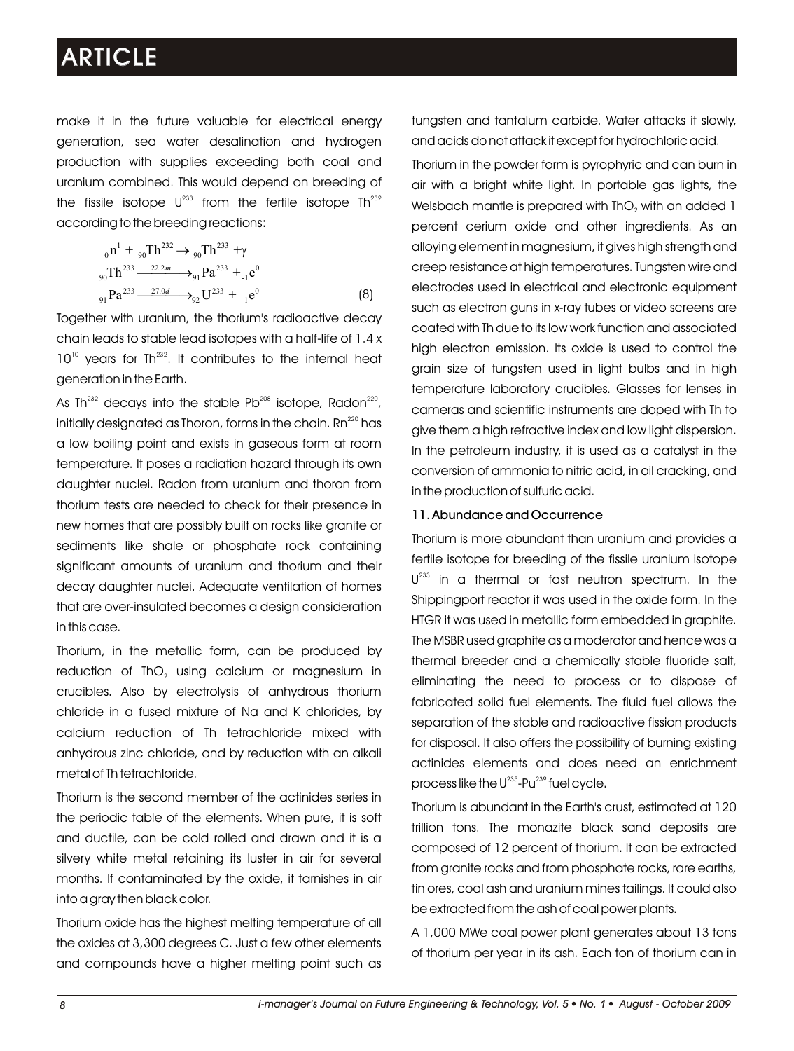make it in the future valuable for electrical energy generation, sea water desalination and hydrogen production with supplies exceeding both coal and uranium combined. This would depend on breeding of the fissile isotope $U^{233}$ from the fertile isotope $Th^{232}$ according to the breeding reactions:

$$
\begin{aligned}
&{}_0n^1 + {}_{90}Th^{232} \rightarrow {}_{90}Th^{233} + \gamma \\
&{}_{90}Th^{233} \xrightarrow{22.2m} {}_{91}Pa^{233} + {}_{-1}e^0 \\
&{}_{91}Pa^{233} \xrightarrow{27.0d} {}_{92}U^{233} + {}_{-1}e^0
\end{aligned}
\quad (8)
$$

Together with uranium, the thorium's radioactive decay chain leads to stable lead isotopes with a half-life of $1.4 \times 10^{10}$ years for $Th^{232}$. It contributes to the internal heat generation in the Earth.

As $Th^{232}$ decays into the stable $Pb^{208}$ isotope, $Radon^{220}$, initially designated as Thoron, forms in the chain. $Rn^{220}$ has a low boiling point and exists in gaseous form at room temperature. It poses a radiation hazard through its own daughter nuclei. Radon from uranium and thoron from thorium tests are needed to check for their presence in new homes that are possibly built on rocks like granite or sediments like shale or phosphate rock containing significant amounts of uranium and thorium and their decay daughter nuclei. Adequate ventilation of homes that are over-insulated becomes a design consideration in this case.

Thorium, in the metallic form, can be produced by reduction of $ThO_2$ using calcium or magnesium in crucibles. Also by electrolysis of anhydrous thorium chloride in a fused mixture of Na and K chlorides, by calcium reduction of Th tetrachloride mixed with anhydrous zinc chloride, and by reduction with an alkali metal of Th tetrachloride.

Thorium is the second member of the actinides series in the periodic table of the elements. When pure, it is soft and ductile, can be cold rolled and drawn and it is a silvery white metal retaining its luster in air for several months. If contaminated by the oxide, it tarnishes in air into a gray then black color.

Thorium oxide has the highest melting temperature of all the oxides at 3,300 degrees C. Just a few other elements and compounds have a higher melting point such as tungsten and tantalum carbide. Water attacks it slowly, and acids do not attack it except for hydrochloric acid.

Thorium in the powder form is pyrophyric and can burn in air with a bright white light. In portable gas lights, the Welsbach mantle is prepared with $ThO_2$ with an added 1 percent cerium oxide and other ingredients. As an alloying element in magnesium, it gives high strength and creep resistance at high temperatures. Tungsten wire and electrodes used in electrical and electronic equipment such as electron guns in x-ray tubes or video screens are coated with Th due to its low work function and associated high electron emission. Its oxide is used to control the grain size of tungsten used in light bulbs and in high temperature laboratory crucibles. Glasses for lenses in cameras and scientific instruments are doped with Th to give them a high refractive index and low light dispersion. In the petroleum industry, it is used as a catalyst in the conversion of ammonia to nitric acid, in oil cracking, and in the production of sulfuric acid.

### 11. Abundance and Occurrence

Thorium is more abundant than uranium and provides a fertile isotope for breeding of the fissile uranium isotope $U^{233}$ in a thermal or fast neutron spectrum. In the Shippingport reactor it was used in the oxide form. In the HTGR it was used in metallic form embedded in graphite. The MSBR used graphite as a moderator and hence was a thermal breeder and a chemically stable fluoride salt, eliminating the need to process or to dispose of fabricated solid fuel elements. The fluid fuel allows the separation of the stable and radioactive fission products for disposal. It also offers the possibility of burning existing actinides elements and does need an enrichment process like the $U^{235}$-$Pu^{239}$ fuel cycle.

Thorium is abundant in the Earth's crust, estimated at 120 trillion tons. The monazite black sand deposits are composed of 12 percent of thorium. It can be extracted from granite rocks and from phosphate rocks, rare earths, tin ores, coal ash and uranium mines tailings. It could also be extracted from the ash of coal power plants.

A 1,000 MWe coal power plant generates about 13 tons of thorium per year in its ash. Each ton of thorium can in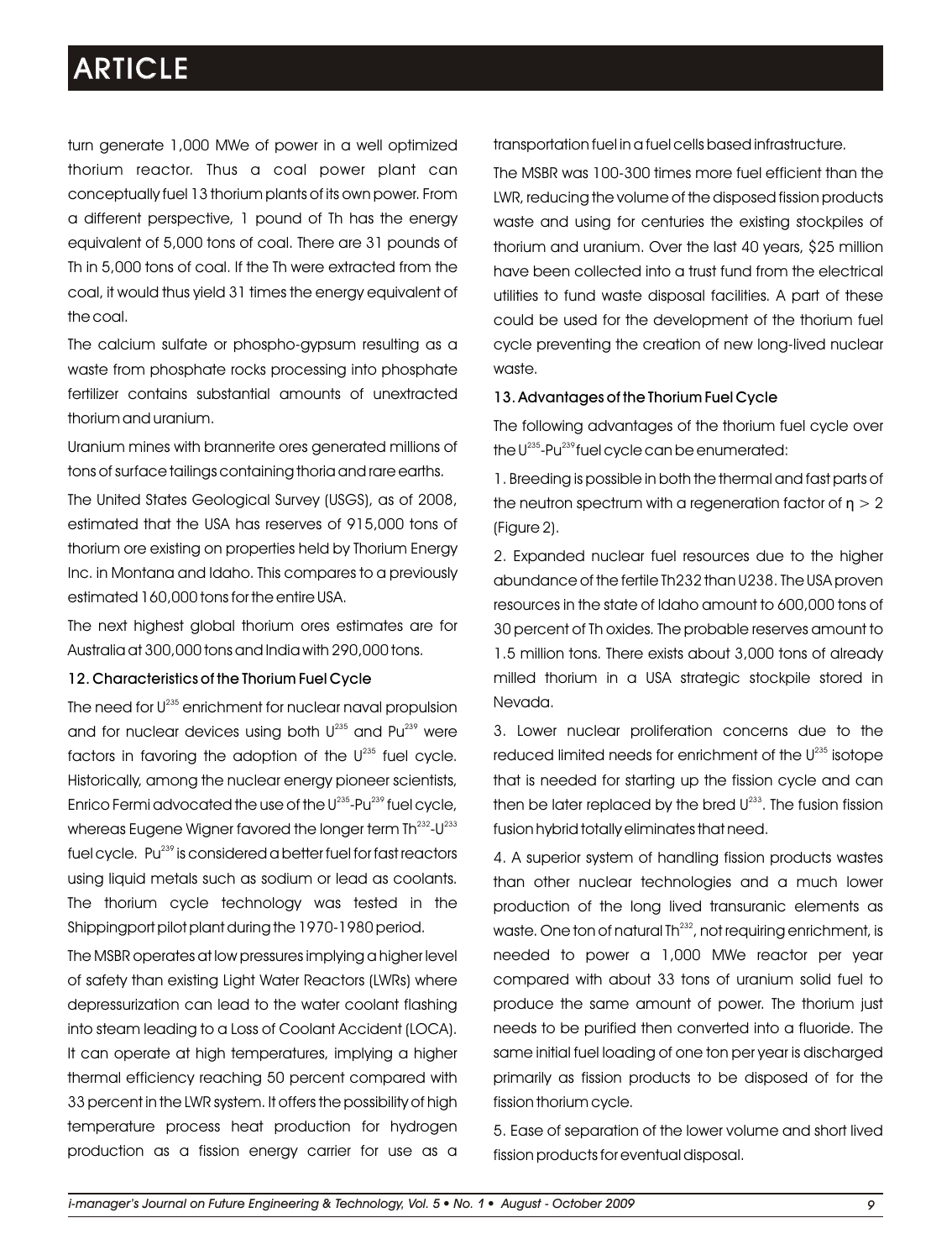turn generate 1,000 MWe of power in a well optimized thorium reactor. Thus a coal power plant can conceptually fuel 13 thorium plants of its own power. From a different perspective, 1 pound of Th has the energy equivalent of 5,000 tons of coal. There are 31 pounds of Th in 5,000 tons of coal. If the Th were extracted from the coal, it would thus yield 31 times the energy equivalent of the coal.

The calcium sulfate or phospho-gypsum resulting as a waste from phosphate rocks processing into phosphate fertilizer contains substantial amounts of unextracted thorium and uranium.

Uranium mines with brannerite ores generated millions of tons of surface tailings containing thoria and rare earths.

The United States Geological Survey (USGS), as of 2008, estimated that the USA has reserves of 915,000 tons of thorium ore existing on properties held by Thorium Energy Inc. in Montana and Idaho. This compares to a previously estimated 160,000 tons for the entire USA.

The next highest global thorium ores estimates are for Australia at 300,000 tons and India with 290,000 tons.

### 12. Characteristics of the Thorium Fuel Cycle

The need for $U^{235}$ enrichment for nuclear naval propulsion and for nuclear devices using both $U^{235}$ and $Pu^{239}$ were factors in favoring the adoption of the $U^{235}$ fuel cycle. Historically, among the nuclear energy pioneer scientists, Enrico Fermi advocated the use of the $U^{235}$-$Pu^{239}$ fuel cycle, whereas Eugene Wigner favored the longer term $Th^{232}$-$U^{233}$ fuel cycle. $Pu^{239}$ is considered a better fuel for fast reactors using liquid metals such as sodium or lead as coolants. The thorium cycle technology was tested in the Shippingport pilot plant during the 1970-1980 period.

The MSBR operates at low pressures implying a higher level of safety than existing Light Water Reactors (LWRs) where depressurization can lead to the water coolant flashing into steam leading to a Loss of Coolant Accident (LOCA). It can operate at high temperatures, implying a higher thermal efficiency reaching 50 percent compared with 33 percent in the LWR system. It offers the possibility of high temperature process heat production for hydrogen production as a fission energy carrier for use as a transportation fuel in a fuel cells based infrastructure.

The MSBR was 100-300 times more fuel efficient than the LWR, reducing the volume of the disposed fission products waste and using for centuries the existing stockpiles of thorium and uranium. Over the last 40 years, \$25 million have been collected into a trust fund from the electrical utilities to fund waste disposal facilities. A part of these could be used for the development of the thorium fuel cycle preventing the creation of new long-lived nuclear waste.

### 13. Advantages of the Thorium Fuel Cycle

The following advantages of the thorium fuel cycle over the $U^{235}$-$Pu^{239}$ fuel cycle can be enumerated:

1. Breeding is possible in both the thermal and fast parts of the neutron spectrum with a regeneration factor of $\eta > 2$ (Figure 2).

2. Expanded nuclear fuel resources due to the higher abundance of the fertile Th232 than U238. The USA proven resources in the state of Idaho amount to 600,000 tons of 30 percent of Th oxides. The probable reserves amount to 1.5 million tons. There exists about 3,000 tons of already milled thorium in a USA strategic stockpile stored in Nevada.

3. Lower nuclear proliferation concerns due to the reduced limited needs for enrichment of the $U^{235}$ isotope that is needed for starting up the fission cycle and can then be later replaced by the bred $U^{233}$. The fusion fission fusion hybrid totally eliminates that need.

4. A superior system of handling fission products wastes than other nuclear technologies and a much lower production of the long lived transuranic elements as waste. One ton of natural $Th^{232}$, not requiring enrichment, is needed to power a 1,000 MWe reactor per year compared with about 33 tons of uranium solid fuel to produce the same amount of power. The thorium just needs to be purified then converted into a fluoride. The same initial fuel loading of one ton per year is discharged primarily as fission products to be disposed of for the fission thorium cycle.

5. Ease of separation of the lower volume and short lived fission products for eventual disposal.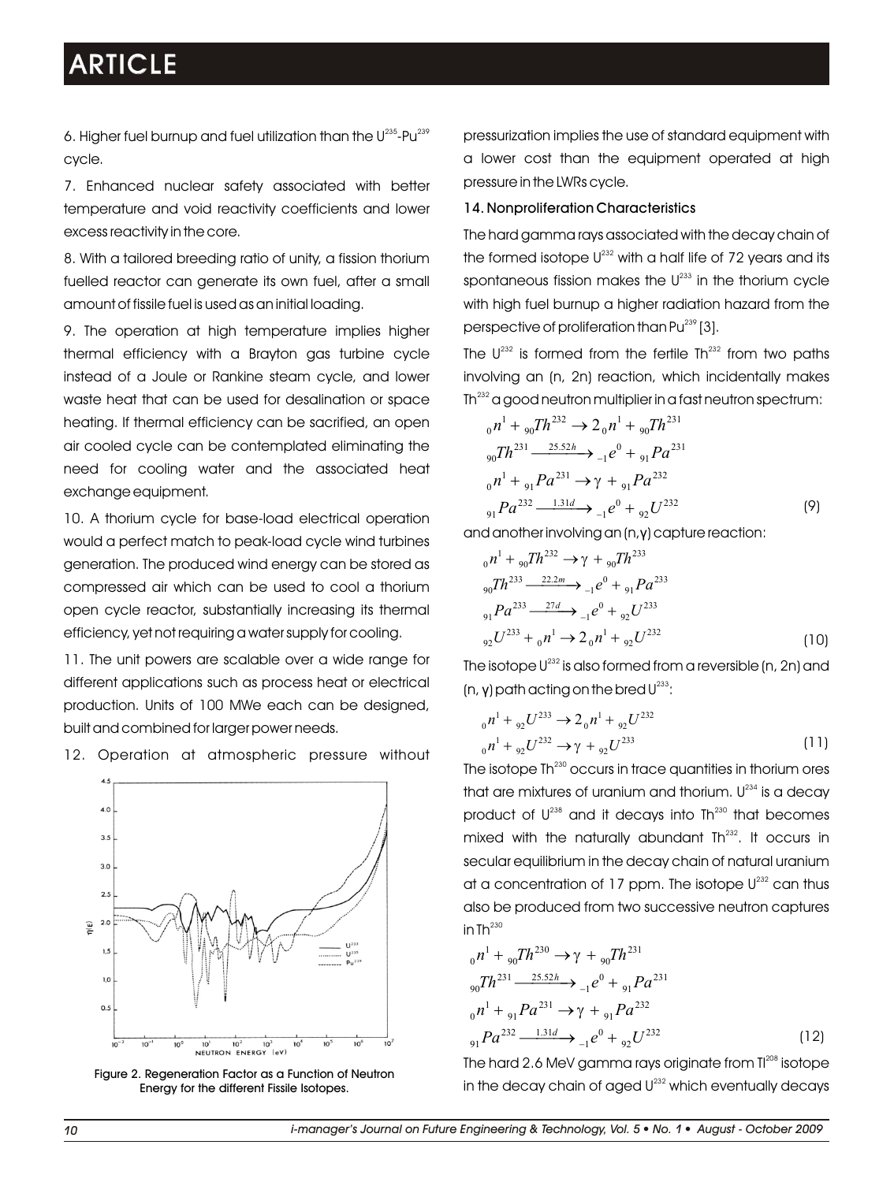6. Higher fuel burnup and fuel utilization than the $U^{235}$-$Pu^{239}$ cycle.

7. Enhanced nuclear safety associated with better temperature and void reactivity coefficients and lower excess reactivity in the core.

8. With a tailored breeding ratio of unity, a fission thorium fuelled reactor can generate its own fuel, after a small amount of fissile fuel is used as an initial loading.

9. The operation at high temperature implies higher thermal efficiency with a Brayton gas turbine cycle instead of a Joule or Rankine steam cycle, and lower waste heat that can be used for desalination or space heating. If thermal efficiency can be sacrified, an open air cooled cycle can be contemplated eliminating the need for cooling water and the associated heat exchange equipment.

10. A thorium cycle for base-load electrical operation would a perfect match to peak-load cycle wind turbines generation. The produced wind energy can be stored as compressed air which can be used to cool a thorium open cycle reactor, substantially increasing its thermal efficiency, yet not requiring a water supply for cooling.

11. The unit powers are scalable over a wide range for different applications such as process heat or electrical production. Units of 100 MWe each can be designed, built and combined for larger power needs.

12. Operation at atmospheric pressure without pressurization implies the use of standard equipment with a lower cost than the equipment operated at high pressure in the LWRs cycle.

Figure 2. Regeneration Factor as a Function of Neutron Energy for the different Fissile Isotopes.

### 14. Nonproliferation Characteristics

The hard gamma rays associated with the decay chain of the formed isotope $U^{232}$ with a half life of 72 years and its spontaneous fission makes the $U^{233}$ in the thorium cycle with high fuel burnup a higher radiation hazard from the perspective of proliferation than $Pu^{239}$ [3].

The $U^{232}$ is formed from the fertile $Th^{232}$ from two paths involving an (n, 2n) reaction, which incidentally makes $Th^{232}$ a good neutron multiplier in a fast neutron spectrum:

$$
\begin{aligned}
&{}_0n^1 + {}_{90}Th^{232} \rightarrow 2\,{}_0n^1 + {}_{90}Th^{231} \\
&{}_{90}Th^{231} \xrightarrow{25.52h} {}_{-1}e^0 + {}_{91}Pa^{231} \\
&{}_0n^1 + {}_{91}Pa^{231} \rightarrow \gamma + {}_{91}Pa^{232} \\
&{}_{91}Pa^{232} \xrightarrow{1.31d} {}_{-1}e^0 + {}_{92}U^{232}
\end{aligned} \tag{9}
$$

and another involving an (n,γ) capture reaction:

$$
\begin{aligned}
&{}_0n^1 + {}_{90}Th^{232} \rightarrow \gamma + {}_{90}Th^{233} \\
&{}_{90}Th^{233} \xrightarrow{22.2m} {}_{-1}e^0 + {}_{91}Pa^{233} \\
&{}_{91}Pa^{233} \xrightarrow{27d} {}_{-1}e^0 + {}_{92}U^{233} \\
&{}_{92}U^{233} + {}_0n^1 \rightarrow 2\,{}_0n^1 + {}_{92}U^{232}
\end{aligned} \tag{10}
$$

The isotope $U^{232}$ is also formed from a reversible (n, 2n) and (n, γ) path acting on the bred $U^{233}$:

$$
\begin{aligned}
&{}_0n^1 + {}_{92}U^{233} \rightarrow 2\,{}_0n^1 + {}_{92}U^{232} \\
&{}_0n^1 + {}_{92}U^{232} \rightarrow \gamma + {}_{92}U^{233}
\end{aligned} \tag{11}
$$

The isotope $Th^{230}$ occurs in trace quantities in thorium ores that are mixtures of uranium and thorium. $U^{234}$ is a decay product of $U^{238}$ and it decays into $Th^{230}$ that becomes mixed with the naturally abundant $Th^{232}$. It occurs in secular equilibrium in the decay chain of natural uranium at a concentration of 17 ppm. The isotope $U^{232}$ can thus also be produced from two successive neutron captures in $Th^{230}$

$$
\begin{aligned}
&{}_0n^1 + {}_{90}Th^{230} \rightarrow \gamma + {}_{90}Th^{231} \\
&{}_{90}Th^{231} \xrightarrow{25.52h} {}_{-1}e^0 + {}_{91}Pa^{231} \\
&{}_0n^1 + {}_{91}Pa^{231} \rightarrow \gamma + {}_{91}Pa^{232} \\
&{}_{91}Pa^{232} \xrightarrow{1.31d} {}_{-1}e^0 + {}_{92}U^{232}
\end{aligned} \tag{12}
$$

The hard 2.6 MeV gamma rays originate from $Tl^{208}$ isotope in the decay chain of aged $U^{232}$ which eventually decays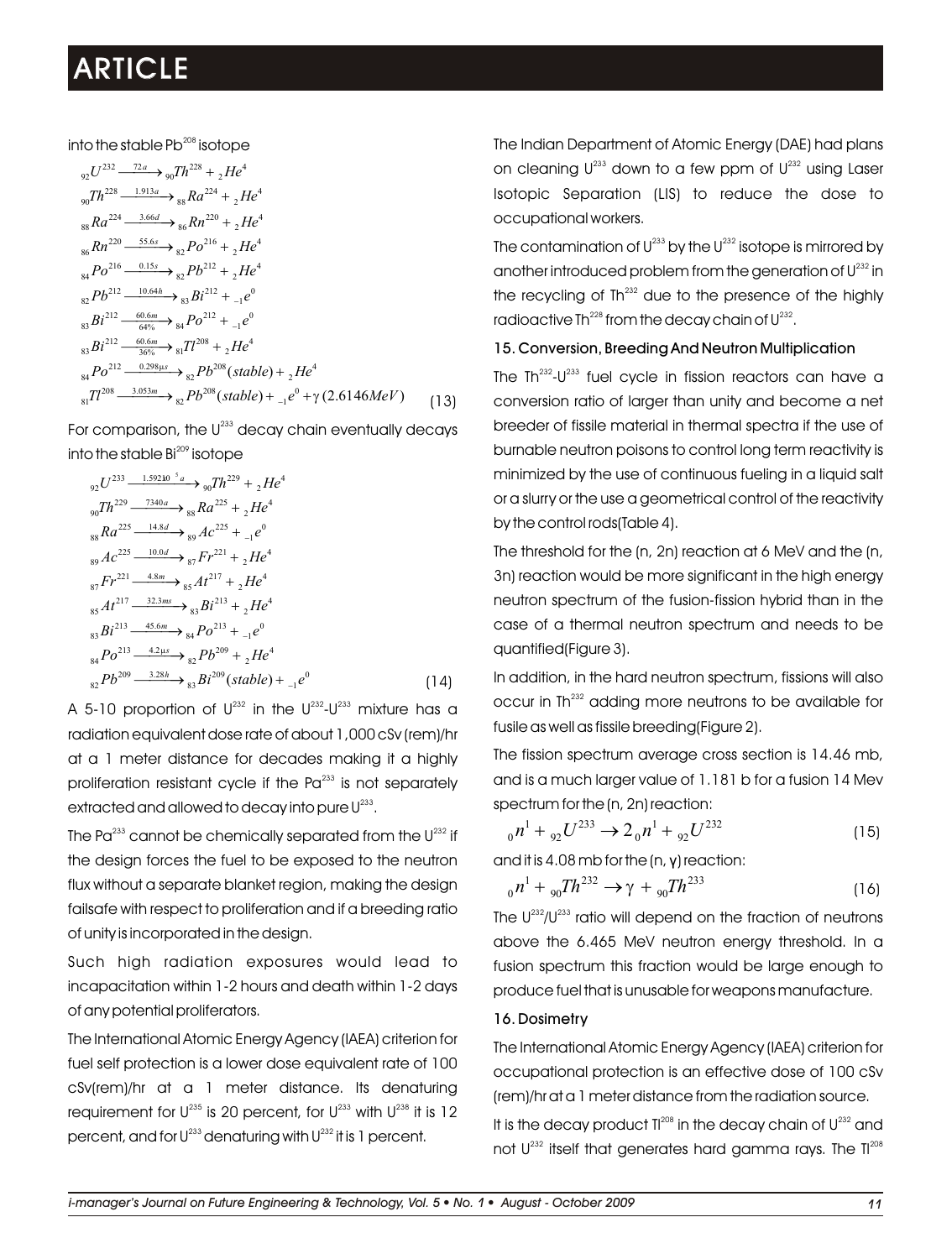into the stable $Pb^{208}$ isotope

$$
\begin{aligned}
&{}_{92}U^{232} \xrightarrow{72a} {}_{90}Th^{228} + {}_{2}He^{4} \\
&{}_{90}Th^{228} \xrightarrow{1.913a} {}_{88}Ra^{224} + {}_{2}He^{4} \\
&{}_{88}Ra^{224} \xrightarrow{3.66d} {}_{86}Rn^{220} + {}_{2}He^{4} \\
&{}_{86}Rn^{220} \xrightarrow{55.6s} {}_{82}Po^{216} + {}_{2}He^{4} \\
&{}_{84}Po^{216} \xrightarrow{0.15s} {}_{82}Pb^{212} + {}_{2}He^{4} \\
&{}_{82}Pb^{212} \xrightarrow{10.64h} {}_{83}Bi^{212} + {}_{-1}e^{0} \\
&{}_{83}Bi^{212} \xrightarrow[64\%]{60.6m} {}_{84}Po^{212} + {}_{-1}e^{0} \\
&{}_{83}Bi^{212} \xrightarrow[36\%]{60.6m} {}_{81}Tl^{208} + {}_{2}He^{4} \\
&{}_{84}Po^{212} \xrightarrow{0.298\mu s} {}_{82}Pb^{208}(stable) + {}_{2}He^{4} \\
&{}_{81}Tl^{208} \xrightarrow{3.053m} {}_{82}Pb^{208}(stable) + {}_{-1}e^{0} + \gamma\,(2.6146MeV)
\end{aligned}
\tag{13}
$$

For comparison, the $U^{233}$ decay chain eventually decays into the stable $Bi^{209}$ isotope

$$
\begin{aligned}
&{}_{92}U^{233} \xrightarrow{1.592\times 10^{5}a} {}_{90}Th^{229} + {}_{2}He^{4} \\
&{}_{90}Th^{229} \xrightarrow{7340a} {}_{88}Ra^{225} + {}_{2}He^{4} \\
&{}_{88}Ra^{225} \xrightarrow{14.8d} {}_{89}Ac^{225} + {}_{-1}e^{0} \\
&{}_{89}Ac^{225} \xrightarrow{10.0d} {}_{87}Fr^{221} + {}_{2}He^{4} \\
&{}_{87}Fr^{221} \xrightarrow{4.8m} {}_{85}At^{217} + {}_{2}He^{4} \\
&{}_{85}At^{217} \xrightarrow{32.3ms} {}_{83}Bi^{213} + {}_{2}He^{4} \\
&{}_{83}Bi^{213} \xrightarrow{45.6m} {}_{84}Po^{213} + {}_{-1}e^{0} \\
&{}_{84}Po^{213} \xrightarrow{4.2\mu s} {}_{82}Pb^{209} + {}_{2}He^{4} \\
&{}_{82}Pb^{209} \xrightarrow{3.28h} {}_{83}Bi^{209}(stable) + {}_{-1}e^{0}
\end{aligned}
\tag{14}
$$

A 5-10 proportion of $U^{232}$ in the $U^{232}$-$U^{233}$ mixture has a radiation equivalent dose rate of about 1,000 cSv (rem)/hr at a 1 meter distance for decades making it a highly proliferation resistant cycle if the $Pa^{233}$ is not separately extracted and allowed to decay into pure $U^{233}$.

The $Pa^{233}$ cannot be chemically separated from the $U^{232}$ if the design forces the fuel to be exposed to the neutron flux without a separate blanket region, making the design failsafe with respect to proliferation and if a breeding ratio of unity is incorporated in the design.

Such high radiation exposures would lead to incapacitation within 1-2 hours and death within 1-2 days of any potential proliferators.

The International Atomic Energy Agency (IAEA) criterion for fuel self protection is a lower dose equivalent rate of 100 cSv(rem)/hr at a 1 meter distance. Its denaturing requirement for $U^{235}$ is 20 percent, for $U^{233}$ with $U^{238}$ it is 12 percent, and for $U^{233}$ denaturing with $U^{232}$ it is 1 percent.

The Indian Department of Atomic Energy (DAE) had plans on cleaning $U^{233}$ down to a few ppm of $U^{232}$ using Laser Isotopic Separation (LIS) to reduce the dose to occupational workers.

The contamination of $U^{233}$ by the $U^{232}$ isotope is mirrored by another introduced problem from the generation of $U^{232}$ in the recycling of $Th^{232}$ due to the presence of the highly radioactive $Th^{228}$ from the decay chain of $U^{232}$.

## 15. Conversion, Breeding And Neutron Multiplication

The $Th^{232}$-$U^{233}$ fuel cycle in fission reactors can have a conversion ratio of larger than unity and become a net breeder of fissile material in thermal spectra if the use of burnable neutron poisons to control long term reactivity is minimized by the use of continuous fueling in a liquid salt or a slurry or the use a geometrical control of the reactivity by the control rods(Table 4).

The threshold for the (n, 2n) reaction at 6 MeV and the (n, 3n) reaction would be more significant in the high energy neutron spectrum of the fusion-fission hybrid than in the case of a thermal neutron spectrum and needs to be quantified(Figure 3).

In addition, in the hard neutron spectrum, fissions will also occur in $Th^{232}$ adding more neutrons to be available for fusile as well as fissile breeding(Figure 2).

The fission spectrum average cross section is 14.46 mb, and is a much larger value of 1.181 b for a fusion 14 Mev spectrum for the (n, 2n) reaction:

$$
{}_{0}n^{1} + {}_{92}U^{233} \rightarrow 2\,{}_{0}n^{1} + {}_{92}U^{232} \tag{15}
$$

and it is 4.08 mb for the (n, γ) reaction:

$$
{}_{0}n^{1} + {}_{90}Th^{232} \rightarrow \gamma + {}_{90}Th^{233} \tag{16}
$$

The $U^{232}/U^{233}$ ratio will depend on the fraction of neutrons above the 6.465 MeV neutron energy threshold. In a fusion spectrum this fraction would be large enough to produce fuel that is unusable for weapons manufacture.

## 16. Dosimetry

The International Atomic Energy Agency (IAEA) criterion for occupational protection is an effective dose of 100 cSv (rem)/hr at a 1 meter distance from the radiation source.

It is the decay product $Tl^{208}$ in the decay chain of $U^{232}$ and not $U^{232}$ itself that generates hard gamma rays. The $Tl^{208}$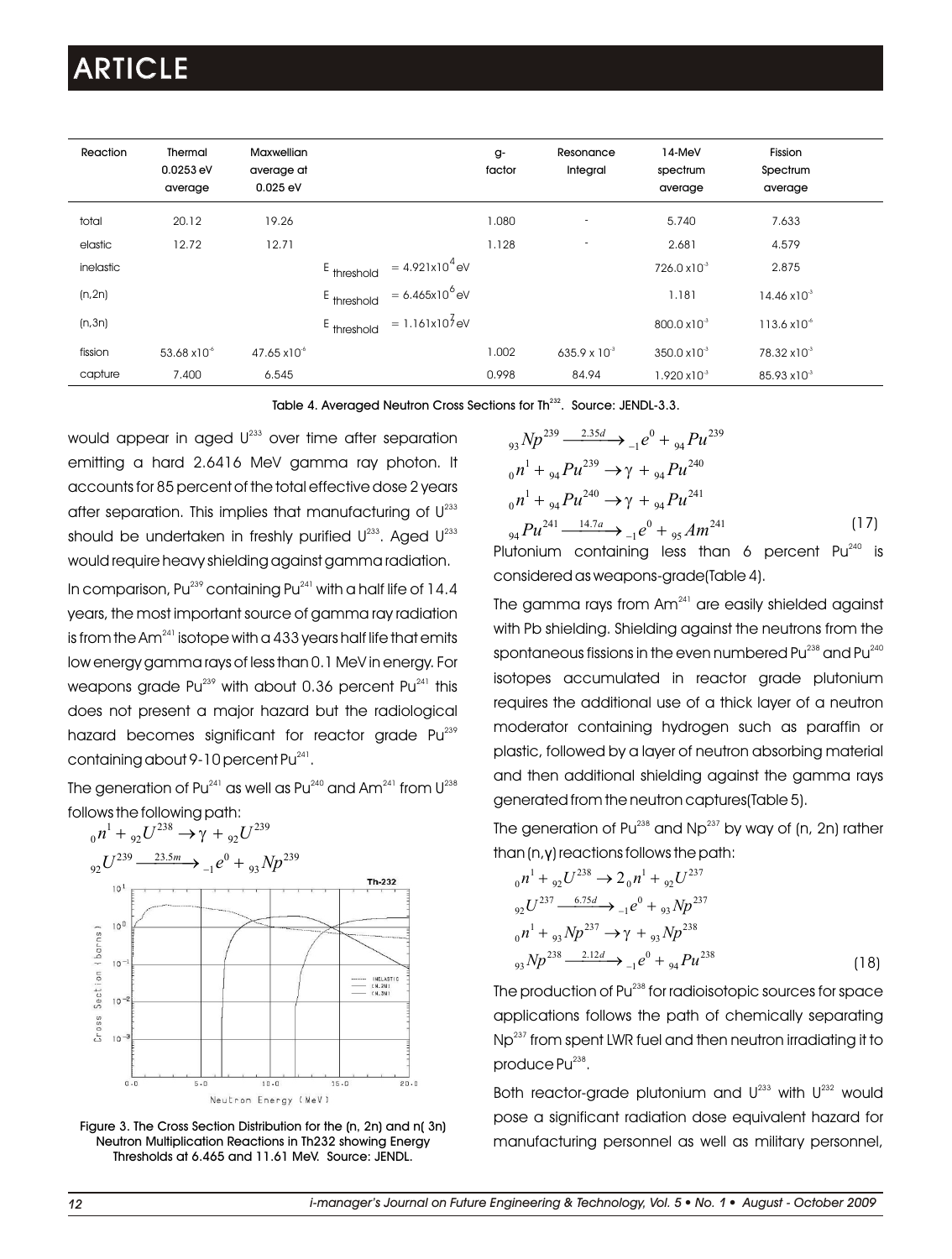| Reaction | Thermal 0.0253 eV average | Maxwellian average at 0.025 eV | | | g-factor | Resonance Integral | 14-MeV spectrum average | Fission Spectrum average |
|---|---|---|---|---|---|---|---|---|
| total | 20.12 | 19.26 | | | 1.080 | - | 5.740 | 7.633 |
| elastic | 12.72 | 12.71 | | | 1.128 | - | 2.681 | 4.579 |
| inelastic | | | $E_{threshold}$ | $= 4.921 \times 10^4$ eV | | | $726.0 \times 10^{-3}$ | 2.875 |
| (n,2n) | | | $E_{threshold}$ | $= 6.465 \times 10^6$ eV | | | 1.181 | $14.46 \times 10^{-3}$ |
| (n,3n) | | | $E_{threshold}$ | $= 1.161 \times 10^7$ eV | | | $800.0 \times 10^{-3}$ | $113.6 \times 10^{-6}$ |
| fission | $53.68 \times 10^{-6}$ | $47.65 \times 10^{-6}$ | | | 1.002 | $635.9 \times 10^{-3}$ | $350.0 \times 10^{-3}$ | $78.32 \times 10^{-3}$ |
| capture | 7.400 | 6.545 | | | 0.998 | 84.94 | $1.920 \times 10^{-3}$ | $85.93 \times 10^{-3}$ |

Table 4. Averaged Neutron Cross Sections for $Th^{232}$. Source: JENDL-3.3.

would appear in aged $U^{233}$ over time after separation emitting a hard 2.6416 MeV gamma ray photon. It accounts for 85 percent of the total effective dose 2 years after separation. This implies that manufacturing of $U^{233}$ should be undertaken in freshly purified $U^{233}$. Aged $U^{233}$ would require heavy shielding against gamma radiation.

In comparison, $Pu^{239}$ containing $Pu^{241}$ with a half life of 14.4 years, the most important source of gamma ray radiation is from the $Am^{241}$ isotope with a 433 years half life that emits low energy gamma rays of less than 0.1 MeV in energy. For weapons grade $Pu^{239}$ with about 0.36 percent $Pu^{241}$ this does not present a major hazard but the radiological hazard becomes significant for reactor grade $Pu^{239}$ containing about 9-10 percent $Pu^{241}$.

The generation of $Pu^{241}$ as well as $Pu^{240}$ and $Am^{241}$ from $U^{238}$ follows the following path:

$$
\begin{aligned}
&{}_0n^1 + {}_{92}U^{238} \rightarrow \gamma + {}_{92}U^{239} \\
&{}_{92}U^{239} \xrightarrow{23.5m} {}_{-1}e^0 + {}_{93}Np^{239} \\
&{}_{93}Np^{239} \xrightarrow{2.35d} {}_{-1}e^0 + {}_{94}Pu^{239} \\
&{}_0n^1 + {}_{94}Pu^{239} \rightarrow \gamma + {}_{94}Pu^{240} \\
&{}_0n^1 + {}_{94}Pu^{240} \rightarrow \gamma + {}_{94}Pu^{241} \\
&{}_{94}Pu^{241} \xrightarrow{14.7a} {}_{-1}e^0 + {}_{95}Am^{241}
\end{aligned} \tag{17}
$$

Figure 3. The Cross Section Distribution for the (n, 2n) and n( 3n) Neutron Multiplication Reactions in Th232 showing Energy Thresholds at 6.465 and 11.61 MeV. Source: JENDL.

Plutonium containing less than 6 percent $Pu^{240}$ is considered as weapons-grade(Table 4).

The gamma rays from $Am^{241}$ are easily shielded against with Pb shielding. Shielding against the neutrons from the spontaneous fissions in the even numbered $Pu^{238}$ and $Pu^{240}$ isotopes accumulated in reactor grade plutonium requires the additional use of a thick layer of a neutron moderator containing hydrogen such as paraffin or plastic, followed by a layer of neutron absorbing material and then additional shielding against the gamma rays generated from the neutron captures(Table 5).

The generation of $Pu^{238}$ and $Np^{237}$ by way of (n, 2n) rather than (n,γ) reactions follows the path:

$$
\begin{aligned}
&{}_0n^1 + {}_{92}U^{238} \rightarrow 2\,{}_0n^1 + {}_{92}U^{237} \\
&{}_{92}U^{237} \xrightarrow{6.75d} {}_{-1}e^0 + {}_{93}Np^{237} \\
&{}_0n^1 + {}_{93}Np^{237} \rightarrow \gamma + {}_{93}Np^{238} \\
&{}_{93}Np^{238} \xrightarrow{2.12d} {}_{-1}e^0 + {}_{94}Pu^{238}
\end{aligned} \tag{18}
$$

The production of $Pu^{238}$ for radioisotopic sources for space applications follows the path of chemically separating $Np^{237}$ from spent LWR fuel and then neutron irradiating it to produce $Pu^{238}$.

Both reactor-grade plutonium and $U^{233}$ with $U^{232}$ would pose a significant radiation dose equivalent hazard for manufacturing personnel as well as military personnel,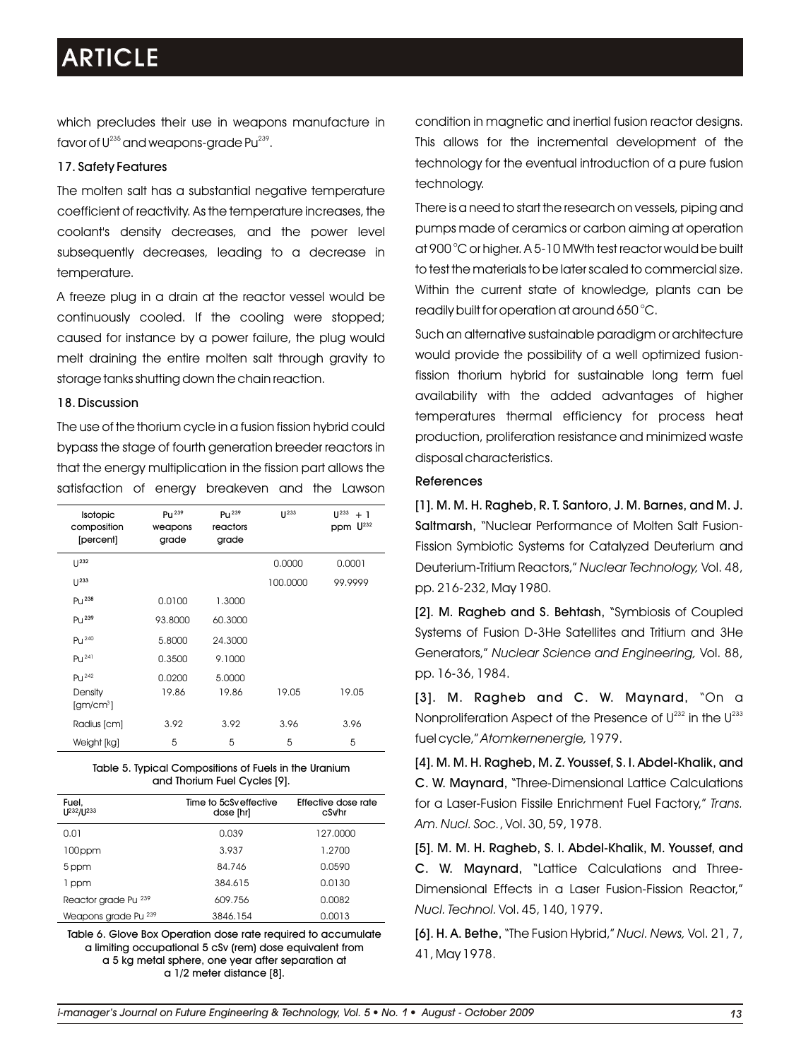which precludes their use in weapons manufacture in favor of $U^{235}$ and weapons-grade $Pu^{239}$.

### 17. Safety Features

The molten salt has a substantial negative temperature coefficient of reactivity. As the temperature increases, the coolant's density decreases, and the power level subsequently decreases, leading to a decrease in temperature.

A freeze plug in a drain at the reactor vessel would be continuously cooled. If the cooling were stopped; caused for instance by a power failure, the plug would melt draining the entire molten salt through gravity to storage tanks shutting down the chain reaction.

### 18. Discussion

The use of the thorium cycle in a fusion fission hybrid could bypass the stage of fourth generation breeder reactors in that the energy multiplication in the fission part allows the satisfaction of energy breakeven and the Lawson condition in magnetic and inertial fusion reactor designs. This allows for the incremental development of the technology for the eventual introduction of a pure fusion technology.

| Isotopic composition [percent] | $Pu^{239}$ weapons grade | $Pu^{239}$ reactors grade | $U^{233}$ | $U^{233}$ + 1 ppm $U^{232}$ |
|---|---|---|---|---|
| $U^{232}$ | | | 0.0000 | 0.0001 |
| $U^{233}$ | | | 100.0000 | 99.9999 |
| $Pu^{238}$ | 0.0100 | 1.3000 | | |
| $Pu^{239}$ | 93.8000 | 60.3000 | | |
| $Pu^{240}$ | 5.8000 | 24.3000 | | |
| $Pu^{241}$ | 0.3500 | 9.1000 | | |
| $Pu^{242}$ | 0.0200 | 5.0000 | | |
| Density [gm/cm$^3$] | 19.86 | 19.86 | 19.05 | 19.05 |
| Radius [cm] | 3.92 | 3.92 | 3.96 | 3.96 |
| Weight [kg] | 5 | 5 | 5 | 5 |

Table 5. Typical Compositions of Fuels in the Uranium and Thorium Fuel Cycles [9].

| Fuel, $U^{232}/U^{233}$ | Time to 5cSv effective dose [hr] | Effective dose rate cSv/hr |
|---|---|---|
| 0.01 | 0.039 | 127.0000 |
| 100ppm | 3.937 | 1.2700 |
| 5 ppm | 84.746 | 0.0590 |
| 1 ppm | 384.615 | 0.0130 |
| Reactor grade $Pu^{239}$ | 609.756 | 0.0082 |
| Weapons grade $Pu^{239}$ | 3846.154 | 0.0013 |

Table 6. Glove Box Operation dose rate required to accumulate a limiting occupational 5 cSv (rem) dose equivalent from a 5 kg metal sphere, one year after separation at a 1/2 meter distance [8].

There is a need to start the research on vessels, piping and pumps made of ceramics or carbon aiming at operation at 900 °C or higher. A 5-10 MWth test reactor would be built to test the materials to be later scaled to commercial size. Within the current state of knowledge, plants can be readily built for operation at around 650 °C.

Such an alternative sustainable paradigm or architecture would provide the possibility of a well optimized fusion-fission thorium hybrid for sustainable long term fuel availability with the added advantages of higher temperatures thermal efficiency for process heat production, proliferation resistance and minimized waste disposal characteristics.

### References

[1]. **M. M. H. Ragheb, R. T. Santoro, J. M. Barnes, and M. J. Saltmarsh**, "Nuclear Performance of Molten Salt Fusion-Fission Symbiotic Systems for Catalyzed Deuterium and Deuterium-Tritium Reactors," *Nuclear Technology,* Vol. 48, pp. 216-232, May 1980.

[2]. **M. Ragheb and S. Behtash**, "Symbiosis of Coupled Systems of Fusion D-3He Satellites and Tritium and 3He Generators," *Nuclear Science and Engineering,* Vol. 88, pp. 16-36, 1984.

[3]. **M. Ragheb and C. W. Maynard**, "On a Nonproliferation Aspect of the Presence of $U^{232}$ in the $U^{233}$ fuel cycle," *Atomkernenergie,* 1979.

[4]. **M. M. H. Ragheb, M. Z. Youssef, S. I. Abdel-Khalik, and C. W. Maynard**, "Three-Dimensional Lattice Calculations for a Laser-Fusion Fissile Enrichment Fuel Factory," *Trans. Am. Nucl. Soc.*, Vol. 30, 59, 1978.

[5]. **M. M. H. Ragheb, S. I. Abdel-Khalik, M. Youssef, and C. W. Maynard**, "Lattice Calculations and Three-Dimensional Effects in a Laser Fusion-Fission Reactor," *Nucl. Technol.* Vol. 45, 140, 1979.

[6]. **H. A. Bethe**, "The Fusion Hybrid," *Nucl. News,* Vol. 21, 7, 41, May 1978.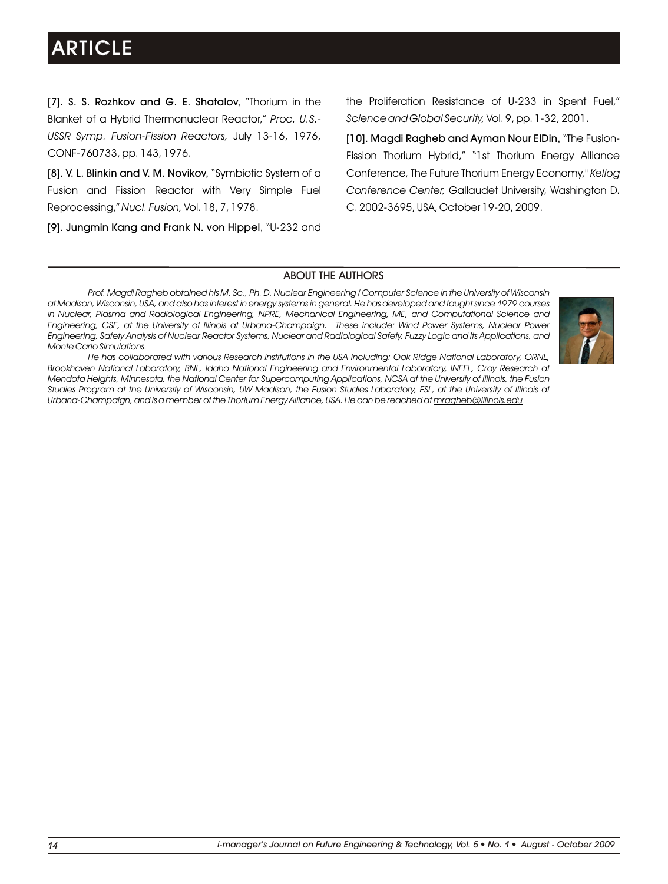[7]. **S. S. Rozhkov and G. E. Shatalov,** "Thorium in the Blanket of a Hybrid Thermonuclear Reactor," *Proc. U.S.-USSR Symp. Fusion-Fission Reactors,* July 13-16, 1976, CONF-760733, pp. 143, 1976.

[8]. **V. L. Blinkin and V. M. Novikov,** "Symbiotic System of a Fusion and Fission Reactor with Very Simple Fuel Reprocessing," *Nucl. Fusion,* Vol. 18, 7, 1978.

[9]. **Jungmin Kang and Frank N. von Hippel,** "U-232 and the Proliferation Resistance of U-233 in Spent Fuel," *Science and Global Security,* Vol. 9, pp. 1-32, 2001.

[10]. **Magdi Ragheb and Ayman Nour ElDin,** "The Fusion-Fission Thorium Hybrid," "1st Thorium Energy Alliance Conference, The Future Thorium Energy Economy," *Kellog Conference Center,* Gallaudet University, Washington D. C. 2002-3695, USA, October 19-20, 2009.

## ABOUT THE AUTHORS

*Prof. Magdi Ragheb obtained his M. Sc., Ph. D. Nuclear Engineering / Computer Science in the University of Wisconsin at Madison, Wisconsin, USA, and also has interest in energy systems in general. He has developed and taught since 1979 courses in Nuclear, Plasma and Radiological Engineering, NPRE, Mechanical Engineering, ME, and Computational Science and Engineering, CSE, at the University of Illinois at Urbana-Champaign. These include: Wind Power Systems, Nuclear Power Engineering, Safety Analysis of Nuclear Reactor Systems, Nuclear and Radiological Safety, Fuzzy Logic and Its Applications, and Monte Carlo Simulations.*

*He has collaborated with various Research Institutions in the USA including: Oak Ridge National Laboratory, ORNL, Brookhaven National Laboratory, BNL, Idaho National Engineering and Environmental Laboratory, INEEL, Cray Research at Mendota Heights, Minnesota, the National Center for Supercomputing Applications, NCSA at the University of Illinois, the Fusion Studies Program at the University of Wisconsin, UW Madison, the Fusion Studies Laboratory, FSL, at the University of Illinois at Urbana-Champaign, and is a member of the Thorium Energy Alliance, USA. He can be reached at mragheb@illinois.edu*